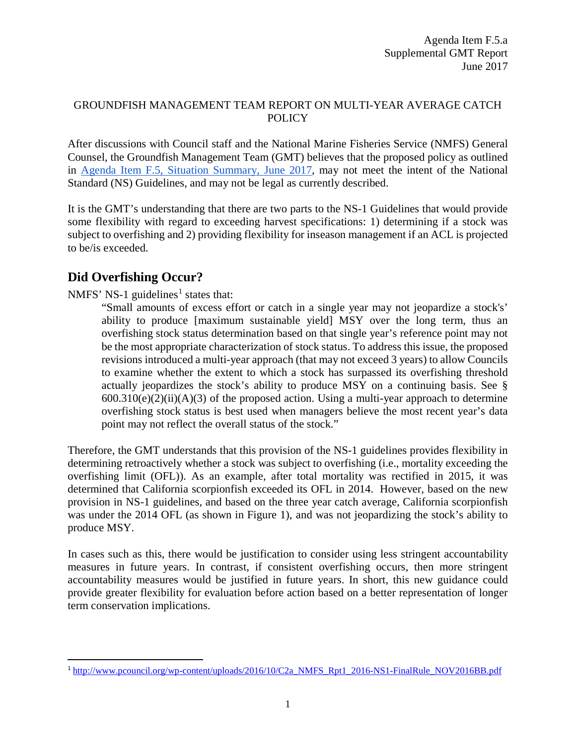Agenda Item F.5.a
Supplemental GMT Report
June 2017

GROUNDFISH MANAGEMENT TEAM REPORT ON MULTI-YEAR AVERAGE CATCH POLICY

After discussions with Council staff and the National Marine Fisheries Service (NMFS) General Counsel, the Groundfish Management Team (GMT) believes that the proposed policy as outlined in [Agenda Item F.5, Situation Summary, June 2017](), may not meet the intent of the National Standard (NS) Guidelines, and may not be legal as currently described.

It is the GMT's understanding that there are two parts to the NS-1 Guidelines that would provide some flexibility with regard to exceeding harvest specifications: 1) determining if a stock was subject to overfishing and 2) providing flexibility for inseason management if an ACL is projected to be/is exceeded.

## Did Overfishing Occur?

NMFS' NS-1 guidelines[1] states that:

> "Small amounts of excess effort or catch in a single year may not jeopardize a stock's' ability to produce [maximum sustainable yield] MSY over the long term, thus an overfishing stock status determination based on that single year's reference point may not be the most appropriate characterization of stock status. To address this issue, the proposed revisions introduced a multi-year approach (that may not exceed 3 years) to allow Councils to examine whether the extent to which a stock has surpassed its overfishing threshold actually jeopardizes the stock's ability to produce MSY on a continuing basis. See § 600.310(e)(2)(ii)(A)(3) of the proposed action. Using a multi-year approach to determine overfishing stock status is best used when managers believe the most recent year's data point may not reflect the overall status of the stock."

Therefore, the GMT understands that this provision of the NS-1 guidelines provides flexibility in determining retroactively whether a stock was subject to overfishing (i.e., mortality exceeding the overfishing limit (OFL)). As an example, after total mortality was rectified in 2015, it was determined that California scorpionfish exceeded its OFL in 2014. However, based on the new provision in NS-1 guidelines, and based on the three year catch average, California scorpionfish was under the 2014 OFL (as shown in Figure 1), and was not jeopardizing the stock's ability to produce MSY.

In cases such as this, there would be justification to consider using less stringent accountability measures in future years. In contrast, if consistent overfishing occurs, then more stringent accountability measures would be justified in future years. In short, this new guidance could provide greater flexibility for evaluation before action based on a better representation of longer term conservation implications.

---

[1] http://www.pcouncil.org/wp-content/uploads/2016/10/C2a_NMFS_Rpt1_2016-NS1-FinalRule_NOV2016BB.pdf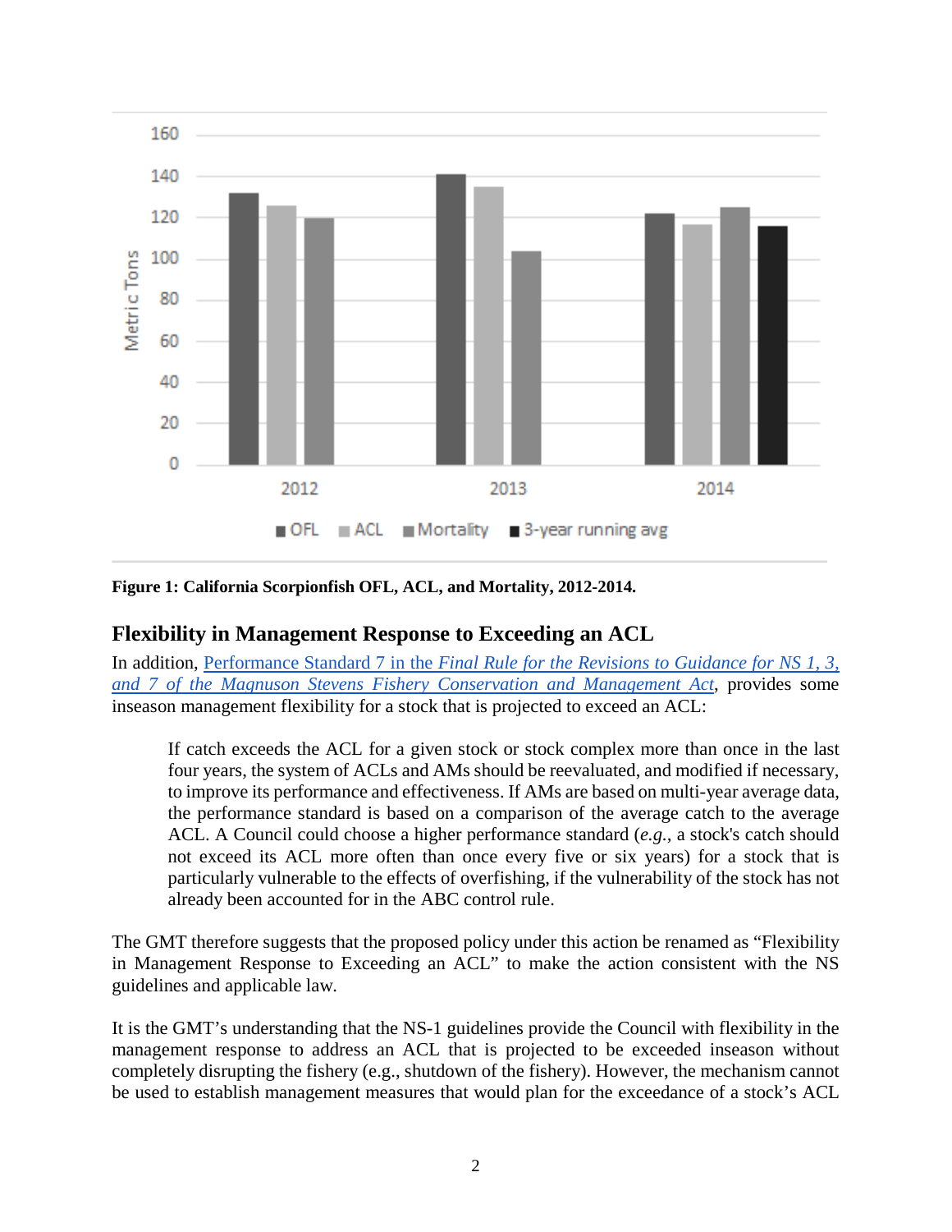**Figure 1: California Scorpionfish OFL, ACL, and Mortality, 2012-2014.**

## Flexibility in Management Response to Exceeding an ACL

In addition, [Performance Standard 7 in the *Final Rule for the Revisions to Guidance for NS 1, 3, and 7 of the Magnuson Stevens Fishery Conservation and Management Act*](), provides some inseason management flexibility for a stock that is projected to exceed an ACL:

> If catch exceeds the ACL for a given stock or stock complex more than once in the last four years, the system of ACLs and AMs should be reevaluated, and modified if necessary, to improve its performance and effectiveness. If AMs are based on multi-year average data, the performance standard is based on a comparison of the average catch to the average ACL. A Council could choose a higher performance standard (*e.g.,* a stock's catch should not exceed its ACL more often than once every five or six years) for a stock that is particularly vulnerable to the effects of overfishing, if the vulnerability of the stock has not already been accounted for in the ABC control rule.

The GMT therefore suggests that the proposed policy under this action be renamed as "Flexibility in Management Response to Exceeding an ACL" to make the action consistent with the NS guidelines and applicable law.

It is the GMT's understanding that the NS-1 guidelines provide the Council with flexibility in the management response to address an ACL that is projected to be exceeded inseason without completely disrupting the fishery (e.g., shutdown of the fishery). However, the mechanism cannot be used to establish management measures that would plan for the exceedance of a stock's ACL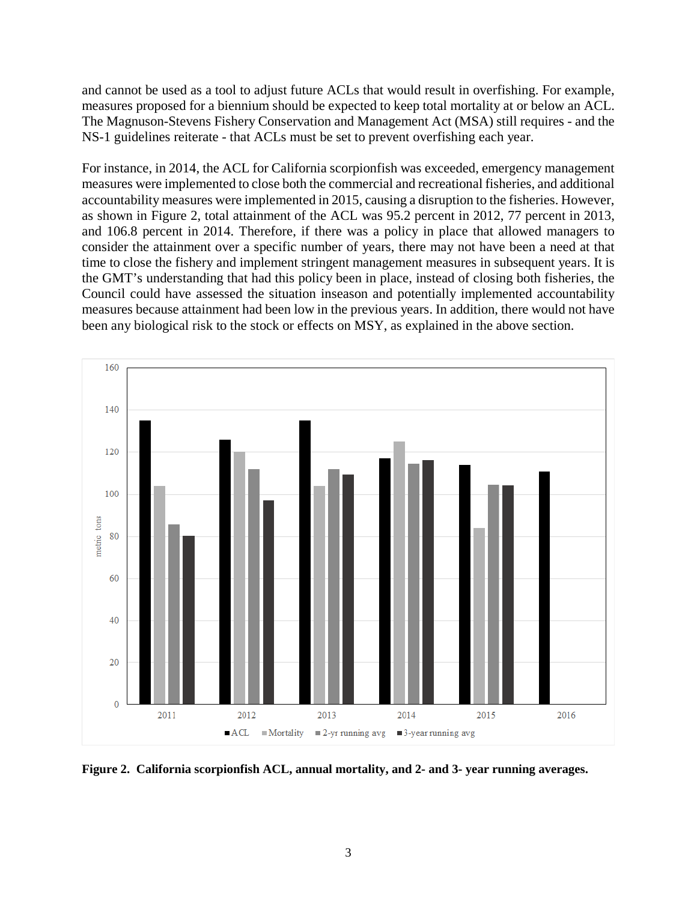and cannot be used as a tool to adjust future ACLs that would result in overfishing. For example, measures proposed for a biennium should be expected to keep total mortality at or below an ACL. The Magnuson-Stevens Fishery Conservation and Management Act (MSA) still requires - and the NS-1 guidelines reiterate - that ACLs must be set to prevent overfishing each year.

For instance, in 2014, the ACL for California scorpionfish was exceeded, emergency management measures were implemented to close both the commercial and recreational fisheries, and additional accountability measures were implemented in 2015, causing a disruption to the fisheries. However, as shown in Figure 2, total attainment of the ACL was 95.2 percent in 2012, 77 percent in 2013, and 106.8 percent in 2014. Therefore, if there was a policy in place that allowed managers to consider the attainment over a specific number of years, there may not have been a need at that time to close the fishery and implement stringent management measures in subsequent years. It is the GMT's understanding that had this policy been in place, instead of closing both fisheries, the Council could have assessed the situation inseason and potentially implemented accountability measures because attainment had been low in the previous years. In addition, there would not have been any biological risk to the stock or effects on MSY, as explained in the above section.

**Figure 2. California scorpionfish ACL, annual mortality, and 2- and 3- year running averages.**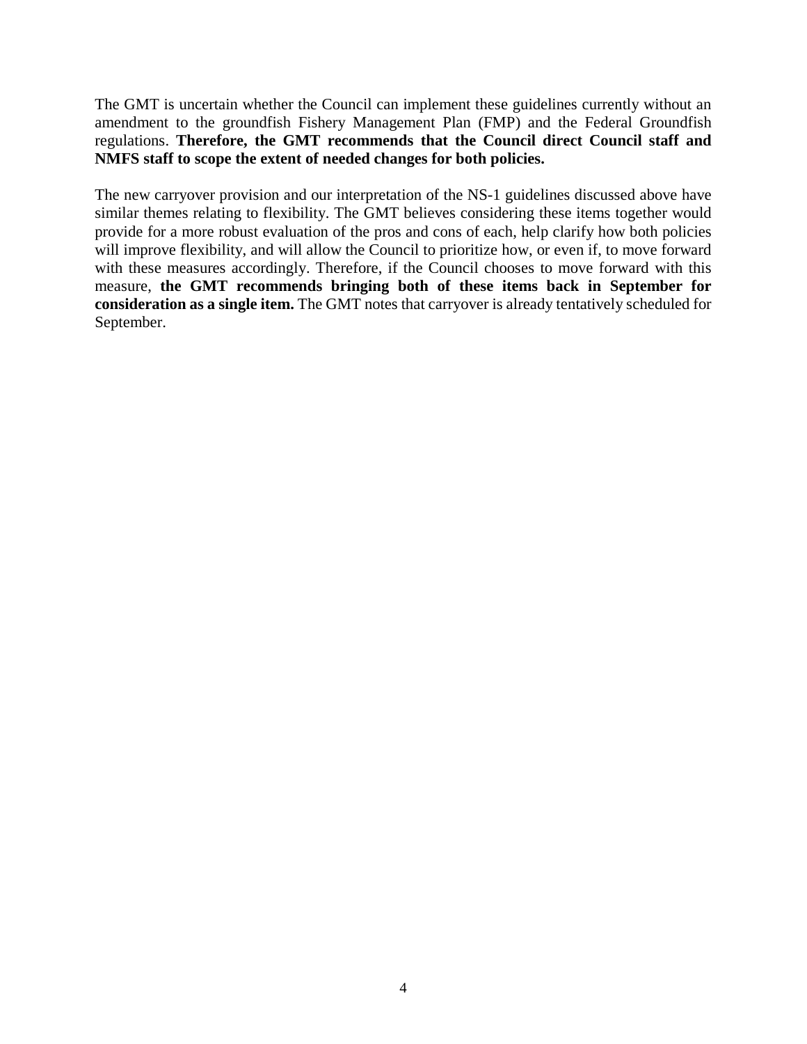The GMT is uncertain whether the Council can implement these guidelines currently without an amendment to the groundfish Fishery Management Plan (FMP) and the Federal Groundfish regulations. **Therefore, the GMT recommends that the Council direct Council staff and NMFS staff to scope the extent of needed changes for both policies.**

The new carryover provision and our interpretation of the NS-1 guidelines discussed above have similar themes relating to flexibility. The GMT believes considering these items together would provide for a more robust evaluation of the pros and cons of each, help clarify how both policies will improve flexibility, and will allow the Council to prioritize how, or even if, to move forward with these measures accordingly. Therefore, if the Council chooses to move forward with this measure, **the GMT recommends bringing both of these items back in September for consideration as a single item.** The GMT notes that carryover is already tentatively scheduled for September.